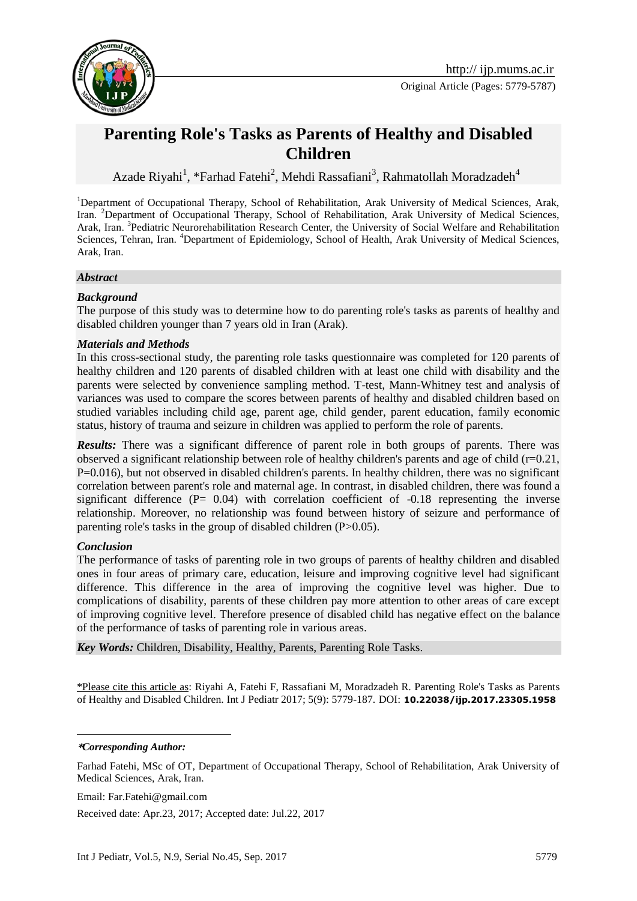Original Article (Pages: 5779-5787)

# Parenting Role's Tasks as Parents of Healthy and Disabled Children

Azade Riyahi[1], *Farhad Fatehi[2], Mehdi Rassafiani[3], Rahmatollah Moradzadeh[4]

[1]Department of Occupational Therapy, School of Rehabilitation, Arak University of Medical Sciences, Arak, Iran. [2]Department of Occupational Therapy, School of Rehabilitation, Arak University of Medical Sciences, Arak, Iran. [3]Pediatric Neurorehabilitation Research Center, the University of Social Welfare and Rehabilitation Sciences, Tehran, Iran. [4]Department of Epidemiology, School of Health, Arak University of Medical Sciences, Arak, Iran.

## *Abstract*

### *Background*

The purpose of this study was to determine how to do parenting role's tasks as parents of healthy and disabled children younger than 7 years old in Iran (Arak).

### *Materials and Methods*

In this cross-sectional study, the parenting role tasks questionnaire was completed for 120 parents of healthy children and 120 parents of disabled children with at least one child with disability and the parents were selected by convenience sampling method. T-test, Mann-Whitney test and analysis of variances was used to compare the scores between parents of healthy and disabled children based on studied variables including child age, parent age, child gender, parent education, family economic status, history of trauma and seizure in children was applied to perform the role of parents.

***Results:*** There was a significant difference of parent role in both groups of parents. There was observed a significant relationship between role of healthy children's parents and age of child (r=0.21, P=0.016), but not observed in disabled children's parents. In healthy children, there was no significant correlation between parent's role and maternal age. In contrast, in disabled children, there was found a significant difference (P= 0.04) with correlation coefficient of -0.18 representing the inverse relationship. Moreover, no relationship was found between history of seizure and performance of parenting role's tasks in the group of disabled children (P>0.05).

### *Conclusion*

The performance of tasks of parenting role in two groups of parents of healthy children and disabled ones in four areas of primary care, education, leisure and improving cognitive level had significant difference. This difference in the area of improving the cognitive level was higher. Due to complications of disability, parents of these children pay more attention to other areas of care except of improving cognitive level. Therefore presence of disabled child has negative effect on the balance of the performance of tasks of parenting role in various areas.

***Key Words:*** Children, Disability, Healthy, Parents, Parenting Role Tasks.

\*Please cite this article as: Riyahi A, Fatehi F, Rassafiani M, Moradzadeh R. Parenting Role's Tasks as Parents of Healthy and Disabled Children. Int J Pediatr 2017; 5(9): 5779-187. DOI: **10.22038/ijp.2017.23305.1958**

---

***\*Corresponding Author:***

Farhad Fatehi, MSc of OT, Department of Occupational Therapy, School of Rehabilitation, Arak University of Medical Sciences, Arak, Iran.

Email: Far.Fatehi@gmail.com

Received date: Apr.23, 2017; Accepted date: Jul.22, 2017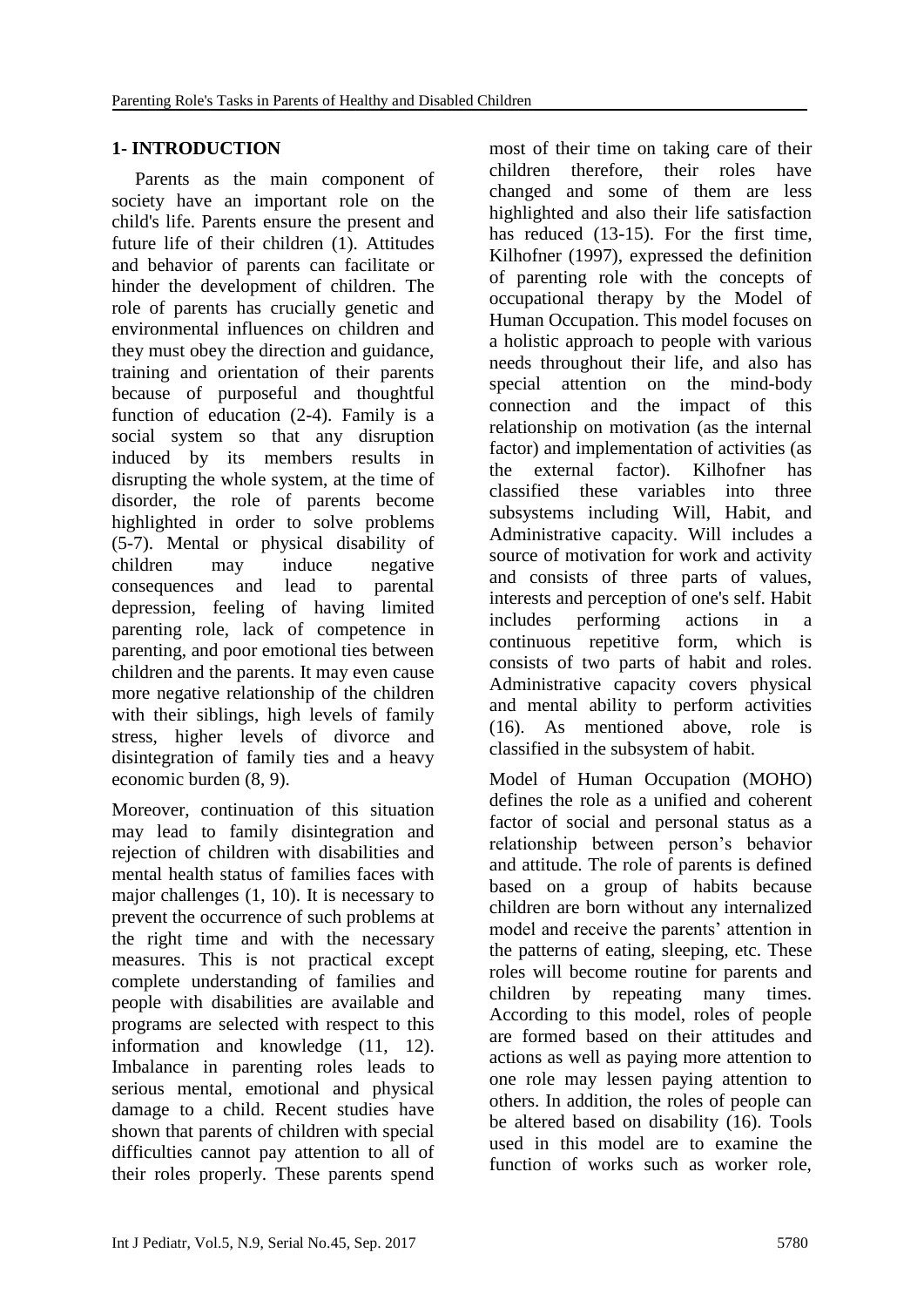## 1- INTRODUCTION

Parents as the main component of society have an important role on the child's life. Parents ensure the present and future life of their children (1). Attitudes and behavior of parents can facilitate or hinder the development of children. The role of parents has crucially genetic and environmental influences on children and they must obey the direction and guidance, training and orientation of their parents because of purposeful and thoughtful function of education (2-4). Family is a social system so that any disruption induced by its members results in disrupting the whole system, at the time of disorder, the role of parents become highlighted in order to solve problems (5-7). Mental or physical disability of children may induce negative consequences and lead to parental depression, feeling of having limited parenting role, lack of competence in parenting, and poor emotional ties between children and the parents. It may even cause more negative relationship of the children with their siblings, high levels of family stress, higher levels of divorce and disintegration of family ties and a heavy economic burden (8, 9).

Moreover, continuation of this situation may lead to family disintegration and rejection of children with disabilities and mental health status of families faces with major challenges (1, 10). It is necessary to prevent the occurrence of such problems at the right time and with the necessary measures. This is not practical except complete understanding of families and people with disabilities are available and programs are selected with respect to this information and knowledge (11, 12). Imbalance in parenting roles leads to serious mental, emotional and physical damage to a child. Recent studies have shown that parents of children with special difficulties cannot pay attention to all of their roles properly. These parents spend most of their time on taking care of their children therefore, their roles have changed and some of them are less highlighted and also their life satisfaction has reduced (13-15). For the first time, Kilhofner (1997), expressed the definition of parenting role with the concepts of occupational therapy by the Model of Human Occupation. This model focuses on a holistic approach to people with various needs throughout their life, and also has special attention on the mind-body connection and the impact of this relationship on motivation (as the internal factor) and implementation of activities (as the external factor). Kilhofner has classified these variables into three subsystems including Will, Habit, and Administrative capacity. Will includes a source of motivation for work and activity and consists of three parts of values, interests and perception of one's self. Habit includes performing actions in a continuous repetitive form, which is consists of two parts of habit and roles. Administrative capacity covers physical and mental ability to perform activities (16). As mentioned above, role is classified in the subsystem of habit.

Model of Human Occupation (MOHO) defines the role as a unified and coherent factor of social and personal status as a relationship between person's behavior and attitude. The role of parents is defined based on a group of habits because children are born without any internalized model and receive the parents' attention in the patterns of eating, sleeping, etc. These roles will become routine for parents and children by repeating many times. According to this model, roles of people are formed based on their attitudes and actions as well as paying more attention to one role may lessen paying attention to others. In addition, the roles of people can be altered based on disability (16). Tools used in this model are to examine the function of works such as worker role,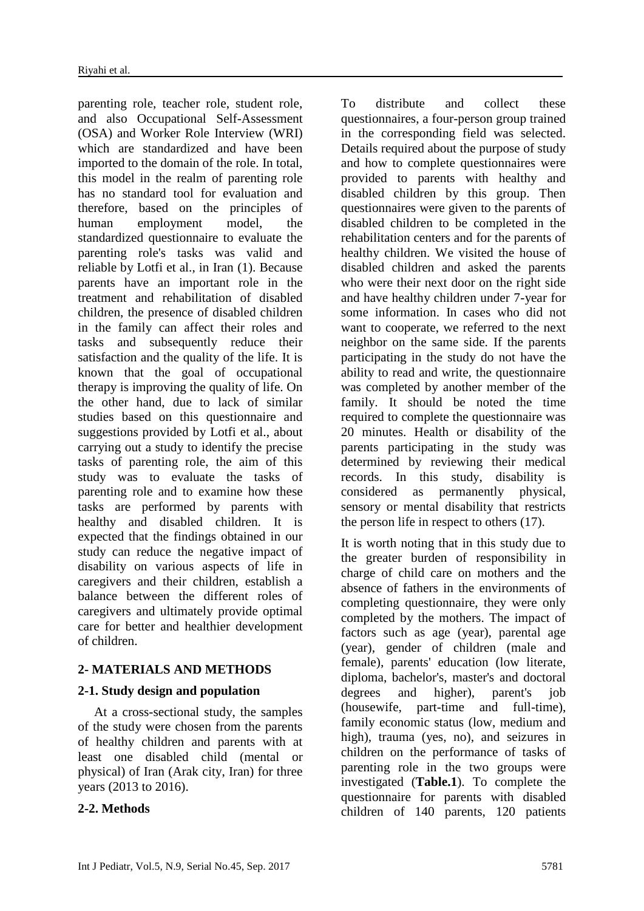parenting role, teacher role, student role, and also Occupational Self-Assessment (OSA) and Worker Role Interview (WRI) which are standardized and have been imported to the domain of the role. In total, this model in the realm of parenting role has no standard tool for evaluation and therefore, based on the principles of human employment model, the standardized questionnaire to evaluate the parenting role's tasks was valid and reliable by Lotfi et al., in Iran (1). Because parents have an important role in the treatment and rehabilitation of disabled children, the presence of disabled children in the family can affect their roles and tasks and subsequently reduce their satisfaction and the quality of the life. It is known that the goal of occupational therapy is improving the quality of life. On the other hand, due to lack of similar studies based on this questionnaire and suggestions provided by Lotfi et al., about carrying out a study to identify the precise tasks of parenting role, the aim of this study was to evaluate the tasks of parenting role and to examine how these tasks are performed by parents with healthy and disabled children. It is expected that the findings obtained in our study can reduce the negative impact of disability on various aspects of life in caregivers and their children, establish a balance between the different roles of caregivers and ultimately provide optimal care for better and healthier development of children.

## 2- MATERIALS AND METHODS

### 2-1. Study design and population

At a cross-sectional study, the samples of the study were chosen from the parents of healthy children and parents with at least one disabled child (mental or physical) of Iran (Arak city, Iran) for three years (2013 to 2016).

### 2-2. Methods

To distribute and collect these questionnaires, a four-person group trained in the corresponding field was selected. Details required about the purpose of study and how to complete questionnaires were provided to parents with healthy and disabled children by this group. Then questionnaires were given to the parents of disabled children to be completed in the rehabilitation centers and for the parents of healthy children. We visited the house of disabled children and asked the parents who were their next door on the right side and have healthy children under 7-year for some information. In cases who did not want to cooperate, we referred to the next neighbor on the same side. If the parents participating in the study do not have the ability to read and write, the questionnaire was completed by another member of the family. It should be noted the time required to complete the questionnaire was 20 minutes. Health or disability of the parents participating in the study was determined by reviewing their medical records. In this study, disability is considered as permanently physical, sensory or mental disability that restricts the person life in respect to others (17).

It is worth noting that in this study due to the greater burden of responsibility in charge of child care on mothers and the absence of fathers in the environments of completing questionnaire, they were only completed by the mothers. The impact of factors such as age (year), parental age (year), gender of children (male and female), parents' education (low literate, diploma, bachelor's, master's and doctoral degrees and higher), parent's job (housewife, part-time and full-time), family economic status (low, medium and high), trauma (yes, no), and seizures in children on the performance of tasks of parenting role in the two groups were investigated (**Table.1**). To complete the questionnaire for parents with disabled children of 140 parents, 120 patients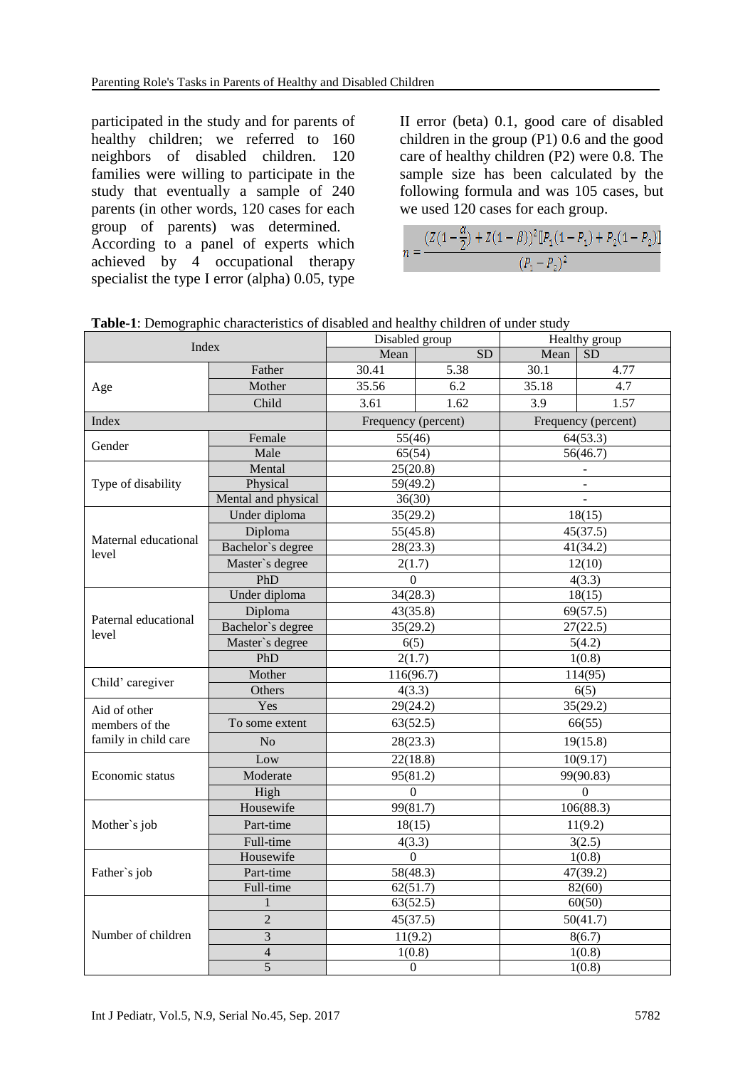participated in the study and for parents of healthy children; we referred to 160 neighbors of disabled children. 120 families were willing to participate in the study that eventually a sample of 240 parents (in other words, 120 cases for each group of parents) was determined.

According to a panel of experts which achieved by 4 occupational therapy specialist the type I error (alpha) 0.05, type II error (beta) 0.1, good care of disabled children in the group (P1) 0.6 and the good care of healthy children (P2) were 0.8. The sample size has been calculated by the following formula and was 105 cases, but we used 120 cases for each group.

$$n = \frac{(Z(1-\frac{\alpha}{2}) + Z(1-\beta))^2 [P_1(1-P_1) + P_2(1-P_2)]}{(P_1 - P_2)^2}$$

**Table-1**: Demographic characteristics of disabled and healthy children of under study

| Index | | Disabled group | | Healthy group | |
|---|---|---|---|---|---|
| | | Mean | SD | Mean | SD |
| Age | Father | 30.41 | 5.38 | 30.1 | 4.77 |
| | Mother | 35.56 | 6.2 | 35.18 | 4.7 |
| | Child | 3.61 | 1.62 | 3.9 | 1.57 |
| Index | | Frequency (percent) | | Frequency (percent) | |
| Gender | Female | 55(46) | | 64(53.3) | |
| | Male | 65(54) | | 56(46.7) | |
| Type of disability | Mental | 25(20.8) | | - | |
| | Physical | 59(49.2) | | - | |
| | Mental and physical | 36(30) | | - | |
| Maternal educational level | Under diploma | 35(29.2) | | 18(15) | |
| | Diploma | 55(45.8) | | 45(37.5) | |
| | Bachelor`s degree | 28(23.3) | | 41(34.2) | |
| | Master`s degree | 2(1.7) | | 12(10) | |
| | PhD | 0 | | 4(3.3) | |
| Paternal educational level | Under diploma | 34(28.3) | | 18(15) | |
| | Diploma | 43(35.8) | | 69(57.5) | |
| | Bachelor`s degree | 35(29.2) | | 27(22.5) | |
| | Master`s degree | 6(5) | | 5(4.2) | |
| | PhD | 2(1.7) | | 1(0.8) | |
| Child' caregiver | Mother | 116(96.7) | | 114(95) | |
| | Others | 4(3.3) | | 6(5) | |
| Aid of other members of the family in child care | Yes | 29(24.2) | | 35(29.2) | |
| | To some extent | 63(52.5) | | 66(55) | |
| | No | 28(23.3) | | 19(15.8) | |
| Economic status | Low | 22(18.8) | | 10(9.17) | |
| | Moderate | 95(81.2) | | 99(90.83) | |
| | High | 0 | | 0 | |
| Mother`s job | Housewife | 99(81.7) | | 106(88.3) | |
| | Part-time | 18(15) | | 11(9.2) | |
| | Full-time | 4(3.3) | | 3(2.5) | |
| Father`s job | Housewife | 0 | | 1(0.8) | |
| | Part-time | 58(48.3) | | 47(39.2) | |
| | Full-time | 62(51.7) | | 82(60) | |
| Number of children | 1 | 63(52.5) | | 60(50) | |
| | 2 | 45(37.5) | | 50(41.7) | |
| | 3 | 11(9.2) | | 8(6.7) | |
| | 4 | 1(0.8) | | 1(0.8) | |
| | 5 | 0 | | 1(0.8) | |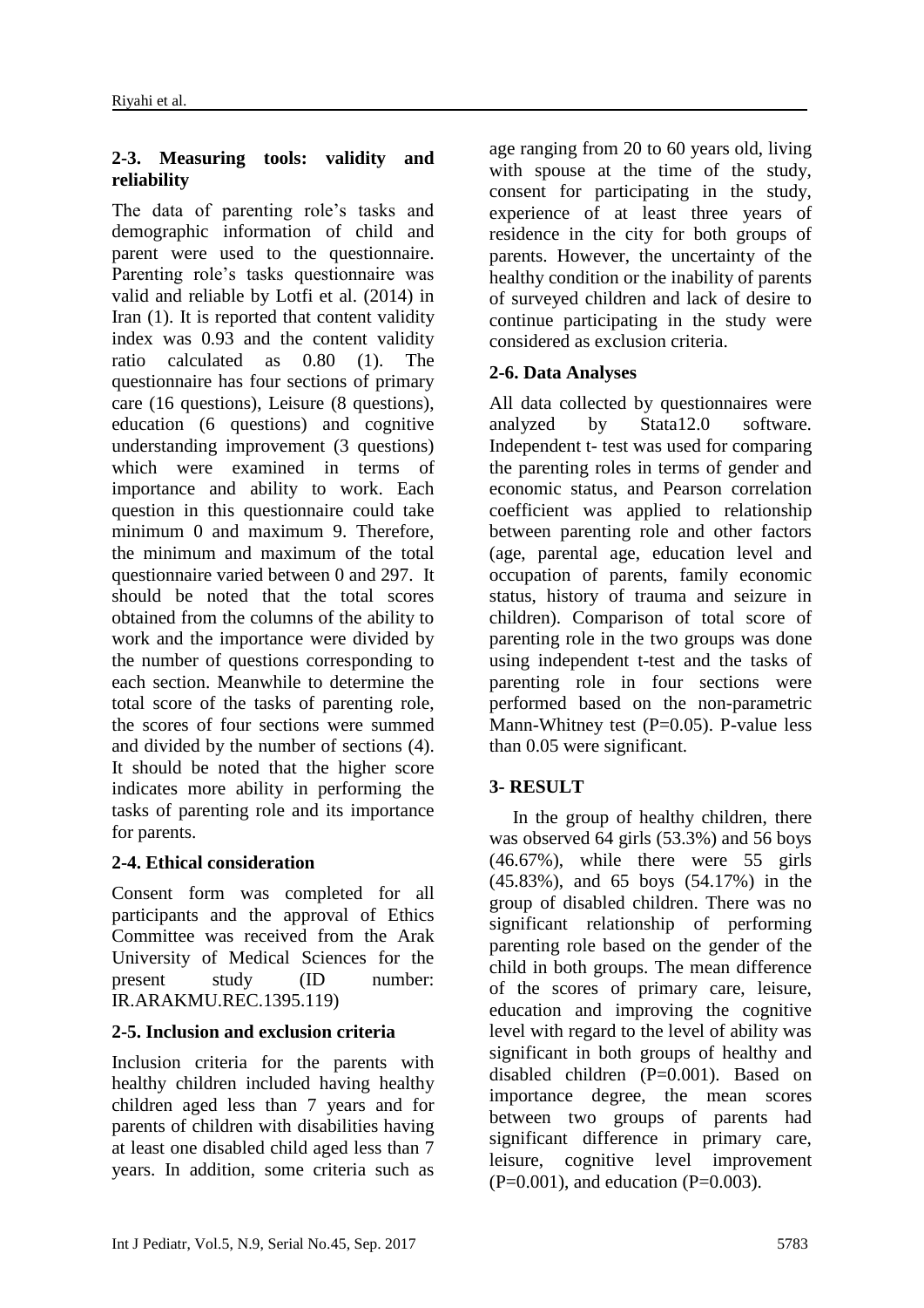### 2-3. Measuring tools: validity and reliability

The data of parenting role's tasks and demographic information of child and parent were used to the questionnaire. Parenting role's tasks questionnaire was valid and reliable by Lotfi et al. (2014) in Iran (1). It is reported that content validity index was 0.93 and the content validity ratio calculated as 0.80 (1). The questionnaire has four sections of primary care (16 questions), Leisure (8 questions), education (6 questions) and cognitive understanding improvement (3 questions) which were examined in terms of importance and ability to work. Each question in this questionnaire could take minimum 0 and maximum 9. Therefore, the minimum and maximum of the total questionnaire varied between 0 and 297. It should be noted that the total scores obtained from the columns of the ability to work and the importance were divided by the number of questions corresponding to each section. Meanwhile to determine the total score of the tasks of parenting role, the scores of four sections were summed and divided by the number of sections (4). It should be noted that the higher score indicates more ability in performing the tasks of parenting role and its importance for parents.

### 2-4. Ethical consideration

Consent form was completed for all participants and the approval of Ethics Committee was received from the Arak University of Medical Sciences for the present study (ID number: IR.ARAKMU.REC.1395.119)

### 2-5. Inclusion and exclusion criteria

Inclusion criteria for the parents with healthy children included having healthy children aged less than 7 years and for parents of children with disabilities having at least one disabled child aged less than 7 years. In addition, some criteria such as age ranging from 20 to 60 years old, living with spouse at the time of the study, consent for participating in the study, experience of at least three years of residence in the city for both groups of parents. However, the uncertainty of the healthy condition or the inability of parents of surveyed children and lack of desire to continue participating in the study were considered as exclusion criteria.

### 2-6. Data Analyses

All data collected by questionnaires were analyzed by Stata12.0 software. Independent t- test was used for comparing the parenting roles in terms of gender and economic status, and Pearson correlation coefficient was applied to relationship between parenting role and other factors (age, parental age, education level and occupation of parents, family economic status, history of trauma and seizure in children). Comparison of total score of parenting role in the two groups was done using independent t-test and the tasks of parenting role in four sections were performed based on the non-parametric Mann-Whitney test (P=0.05). P-value less than 0.05 were significant.

## 3- RESULT

In the group of healthy children, there was observed 64 girls (53.3%) and 56 boys (46.67%), while there were 55 girls (45.83%), and 65 boys (54.17%) in the group of disabled children. There was no significant relationship of performing parenting role based on the gender of the child in both groups. The mean difference of the scores of primary care, leisure, education and improving the cognitive level with regard to the level of ability was significant in both groups of healthy and disabled children (P=0.001). Based on importance degree, the mean scores between two groups of parents had significant difference in primary care, leisure, cognitive level improvement (P=0.001), and education (P=0.003).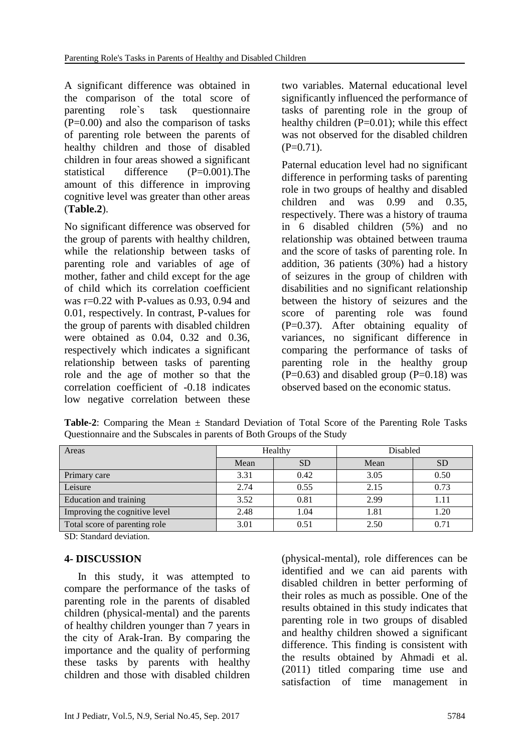A significant difference was obtained in the comparison of the total score of parenting role`s task questionnaire (P=0.00) and also the comparison of tasks of parenting role between the parents of healthy children and those of disabled children in four areas showed a significant statistical difference (P=0.001).The amount of this difference in improving cognitive level was greater than other areas (**Table.2**).

No significant difference was observed for the group of parents with healthy children, while the relationship between tasks of parenting role and variables of age of mother, father and child except for the age of child which its correlation coefficient was r=0.22 with P-values as 0.93, 0.94 and 0.01, respectively. In contrast, P-values for the group of parents with disabled children were obtained as 0.04, 0.32 and 0.36, respectively which indicates a significant relationship between tasks of parenting role and the age of mother so that the correlation coefficient of -0.18 indicates low negative correlation between these two variables. Maternal educational level significantly influenced the performance of tasks of parenting role in the group of healthy children (P=0.01); while this effect was not observed for the disabled children (P=0.71).

Paternal education level had no significant difference in performing tasks of parenting role in two groups of healthy and disabled children and was 0.99 and 0.35, respectively. There was a history of trauma in 6 disabled children (5%) and no relationship was obtained between trauma and the score of tasks of parenting role. In addition, 36 patients (30%) had a history of seizures in the group of children with disabilities and no significant relationship between the history of seizures and the score of parenting role was found (P=0.37). After obtaining equality of variances, no significant difference in comparing the performance of tasks of parenting role in the healthy group (P=0.63) and disabled group (P=0.18) was observed based on the economic status.

**Table-2**: Comparing the Mean ± Standard Deviation of Total Score of the Parenting Role Tasks Questionnaire and the Subscales in parents of Both Groups of the Study

| Areas | Healthy | | Disabled | |
|---|---|---|---|---|
| | Mean | SD | Mean | SD |
| Primary care | 3.31 | 0.42 | 3.05 | 0.50 |
| Leisure | 2.74 | 0.55 | 2.15 | 0.73 |
| Education and training | 3.52 | 0.81 | 2.99 | 1.11 |
| Improving the cognitive level | 2.48 | 1.04 | 1.81 | 1.20 |
| Total score of parenting role | 3.01 | 0.51 | 2.50 | 0.71 |

SD: Standard deviation.

## 4- DISCUSSION

In this study, it was attempted to compare the performance of the tasks of parenting role in the parents of disabled children (physical-mental) and the parents of healthy children younger than 7 years in the city of Arak-Iran. By comparing the importance and the quality of performing these tasks by parents with healthy children and those with disabled children (physical-mental), role differences can be identified and we can aid parents with disabled children in better performing of their roles as much as possible. One of the results obtained in this study indicates that parenting role in two groups of disabled and healthy children showed a significant difference. This finding is consistent with the results obtained by Ahmadi et al. (2011) titled comparing time use and satisfaction of time management in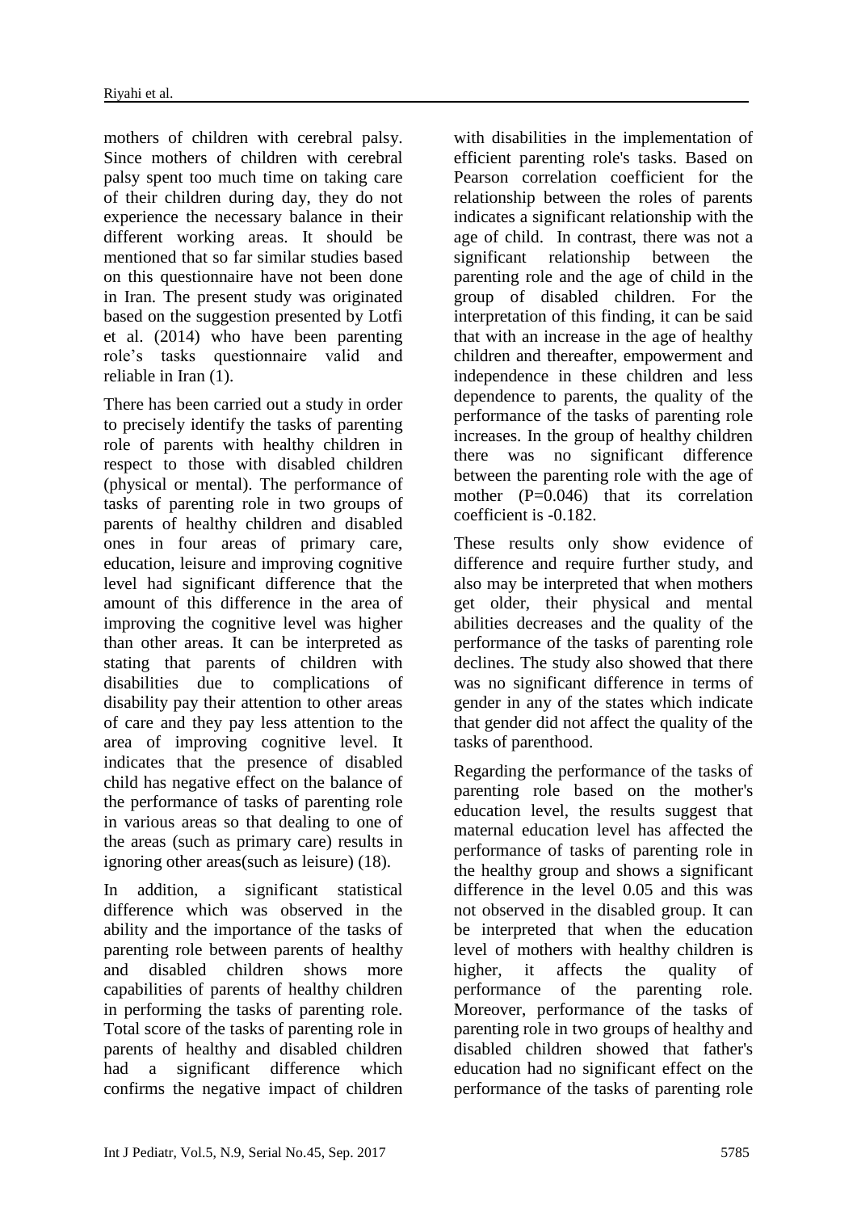mothers of children with cerebral palsy. Since mothers of children with cerebral palsy spent too much time on taking care of their children during day, they do not experience the necessary balance in their different working areas. It should be mentioned that so far similar studies based on this questionnaire have not been done in Iran. The present study was originated based on the suggestion presented by Lotfi et al. (2014) who have been parenting role's tasks questionnaire valid and reliable in Iran (1).

There has been carried out a study in order to precisely identify the tasks of parenting role of parents with healthy children in respect to those with disabled children (physical or mental). The performance of tasks of parenting role in two groups of parents of healthy children and disabled ones in four areas of primary care, education, leisure and improving cognitive level had significant difference that the amount of this difference in the area of improving the cognitive level was higher than other areas. It can be interpreted as stating that parents of children with disabilities due to complications of disability pay their attention to other areas of care and they pay less attention to the area of improving cognitive level. It indicates that the presence of disabled child has negative effect on the balance of the performance of tasks of parenting role in various areas so that dealing to one of the areas (such as primary care) results in ignoring other areas(such as leisure) (18).

In addition, a significant statistical difference which was observed in the ability and the importance of the tasks of parenting role between parents of healthy and disabled children shows more capabilities of parents of healthy children in performing the tasks of parenting role. Total score of the tasks of parenting role in parents of healthy and disabled children had a significant difference which confirms the negative impact of children with disabilities in the implementation of efficient parenting role's tasks. Based on Pearson correlation coefficient for the relationship between the roles of parents indicates a significant relationship with the age of child. In contrast, there was not a significant relationship between the parenting role and the age of child in the group of disabled children. For the interpretation of this finding, it can be said that with an increase in the age of healthy children and thereafter, empowerment and independence in these children and less dependence to parents, the quality of the performance of the tasks of parenting role increases. In the group of healthy children there was no significant difference between the parenting role with the age of mother (P=0.046) that its correlation coefficient is -0.182.

These results only show evidence of difference and require further study, and also may be interpreted that when mothers get older, their physical and mental abilities decreases and the quality of the performance of the tasks of parenting role declines. The study also showed that there was no significant difference in terms of gender in any of the states which indicate that gender did not affect the quality of the tasks of parenthood.

Regarding the performance of the tasks of parenting role based on the mother's education level, the results suggest that maternal education level has affected the performance of tasks of parenting role in the healthy group and shows a significant difference in the level 0.05 and this was not observed in the disabled group. It can be interpreted that when the education level of mothers with healthy children is higher, it affects the quality of performance of the parenting role. Moreover, performance of the tasks of parenting role in two groups of healthy and disabled children showed that father's education had no significant effect on the performance of the tasks of parenting role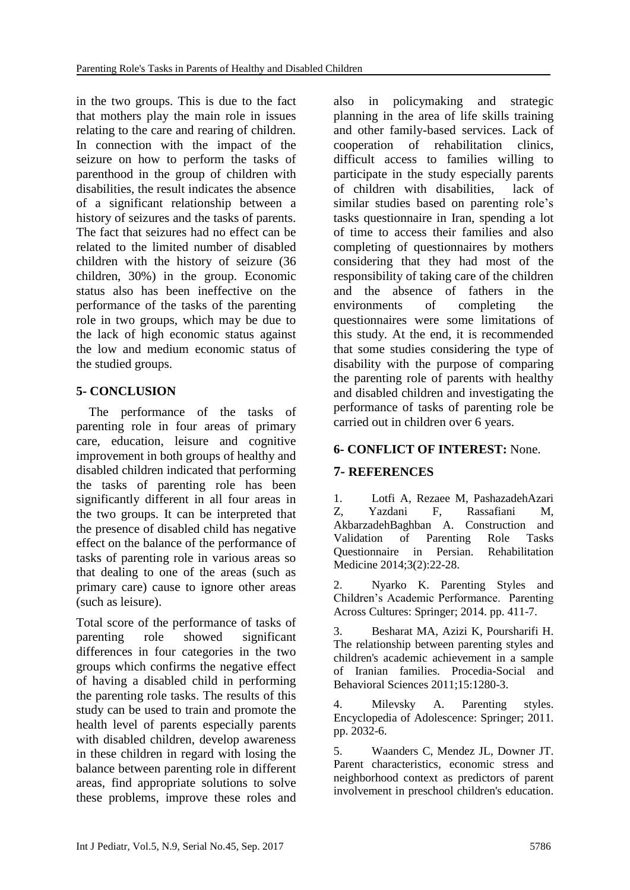in the two groups. This is due to the fact that mothers play the main role in issues relating to the care and rearing of children. In connection with the impact of the seizure on how to perform the tasks of parenthood in the group of children with disabilities, the result indicates the absence of a significant relationship between a history of seizures and the tasks of parents. The fact that seizures had no effect can be related to the limited number of disabled children with the history of seizure (36 children, 30%) in the group. Economic status also has been ineffective on the performance of the tasks of the parenting role in two groups, which may be due to the lack of high economic status against the low and medium economic status of the studied groups.

## 5- CONCLUSION

The performance of the tasks of parenting role in four areas of primary care, education, leisure and cognitive improvement in both groups of healthy and disabled children indicated that performing the tasks of parenting role has been significantly different in all four areas in the two groups. It can be interpreted that the presence of disabled child has negative effect on the balance of the performance of tasks of parenting role in various areas so that dealing to one of the areas (such as primary care) cause to ignore other areas (such as leisure).

Total score of the performance of tasks of parenting role showed significant differences in four categories in the two groups which confirms the negative effect of having a disabled child in performing the parenting role tasks. The results of this study can be used to train and promote the health level of parents especially parents with disabled children, develop awareness in these children in regard with losing the balance between parenting role in different areas, find appropriate solutions to solve these problems, improve these roles and also in policymaking and strategic planning in the area of life skills training and other family-based services. Lack of cooperation of rehabilitation clinics, difficult access to families willing to participate in the study especially parents of children with disabilities, lack of similar studies based on parenting role's tasks questionnaire in Iran, spending a lot of time to access their families and also completing of questionnaires by mothers considering that they had most of the responsibility of taking care of the children and the absence of fathers in the environments of completing the questionnaires were some limitations of this study. At the end, it is recommended that some studies considering the type of disability with the purpose of comparing the parenting role of parents with healthy and disabled children and investigating the performance of tasks of parenting role be carried out in children over 6 years.

## 6- CONFLICT OF INTEREST: None.

## 7- REFERENCES

1. Lotfi A, Rezaee M, PashazadehAzari Z, Yazdani F, Rassafiani M, AkbarzadehBaghban A. Construction and Validation of Parenting Role Tasks Questionnaire in Persian. Rehabilitation Medicine 2014;3(2):22-28.

2. Nyarko K. Parenting Styles and Children's Academic Performance. Parenting Across Cultures: Springer; 2014. pp. 411-7.

3. Besharat MA, Azizi K, Poursharifi H. The relationship between parenting styles and children's academic achievement in a sample of Iranian families. Procedia-Social and Behavioral Sciences 2011;15:1280-3.

4. Milevsky A. Parenting styles. Encyclopedia of Adolescence: Springer; 2011. pp. 2032-6.

5. Waanders C, Mendez JL, Downer JT. Parent characteristics, economic stress and neighborhood context as predictors of parent involvement in preschool children's education.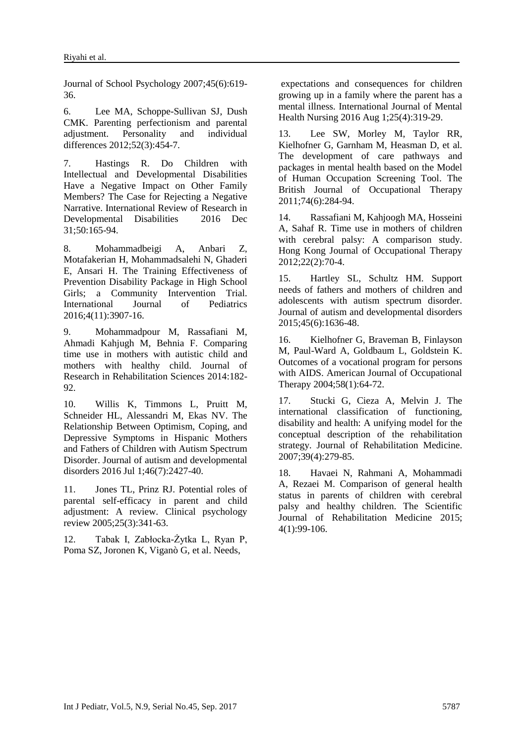Journal of School Psychology 2007;45(6):619-36.

6. Lee MA, Schoppe-Sullivan SJ, Dush CMK. Parenting perfectionism and parental adjustment. Personality and individual differences 2012;52(3):454-7.

7. Hastings R. Do Children with Intellectual and Developmental Disabilities Have a Negative Impact on Other Family Members? The Case for Rejecting a Negative Narrative. International Review of Research in Developmental Disabilities 2016 Dec 31;50:165-94.

8. Mohammadbeigi A, Anbari Z, Motafakerian H, Mohammadsalehi N, Ghaderi E, Ansari H. The Training Effectiveness of Prevention Disability Package in High School Girls; a Community Intervention Trial. International Journal of Pediatrics 2016;4(11):3907-16.

9. Mohammadpour M, Rassafiani M, Ahmadi Kahjugh M, Behnia F. Comparing time use in mothers with autistic child and mothers with healthy child. Journal of Research in Rehabilitation Sciences 2014:182-92.

10. Willis K, Timmons L, Pruitt M, Schneider HL, Alessandri M, Ekas NV. The Relationship Between Optimism, Coping, and Depressive Symptoms in Hispanic Mothers and Fathers of Children with Autism Spectrum Disorder. Journal of autism and developmental disorders 2016 Jul 1;46(7):2427-40.

11. Jones TL, Prinz RJ. Potential roles of parental self-efficacy in parent and child adjustment: A review. Clinical psychology review 2005;25(3):341-63.

12. Tabak I, Zabłocka-Żytka L, Ryan P, Poma SZ, Joronen K, Viganò G, et al. Needs, expectations and consequences for children growing up in a family where the parent has a mental illness. International Journal of Mental Health Nursing 2016 Aug 1;25(4):319-29.

13. Lee SW, Morley M, Taylor RR, Kielhofner G, Garnham M, Heasman D, et al. The development of care pathways and packages in mental health based on the Model of Human Occupation Screening Tool. The British Journal of Occupational Therapy 2011;74(6):284-94.

14. Rassafiani M, Kahjoogh MA, Hosseini A, Sahaf R. Time use in mothers of children with cerebral palsy: A comparison study. Hong Kong Journal of Occupational Therapy 2012;22(2):70-4.

15. Hartley SL, Schultz HM. Support needs of fathers and mothers of children and adolescents with autism spectrum disorder. Journal of autism and developmental disorders 2015;45(6):1636-48.

16. Kielhofner G, Braveman B, Finlayson M, Paul-Ward A, Goldbaum L, Goldstein K. Outcomes of a vocational program for persons with AIDS. American Journal of Occupational Therapy 2004;58(1):64-72.

17. Stucki G, Cieza A, Melvin J. The international classification of functioning, disability and health: A unifying model for the conceptual description of the rehabilitation strategy. Journal of Rehabilitation Medicine. 2007;39(4):279-85.

18. Havaei N, Rahmani A, Mohammadi A, Rezaei M. Comparison of general health status in parents of children with cerebral palsy and healthy children. The Scientific Journal of Rehabilitation Medicine 2015; 4(1):99-106.